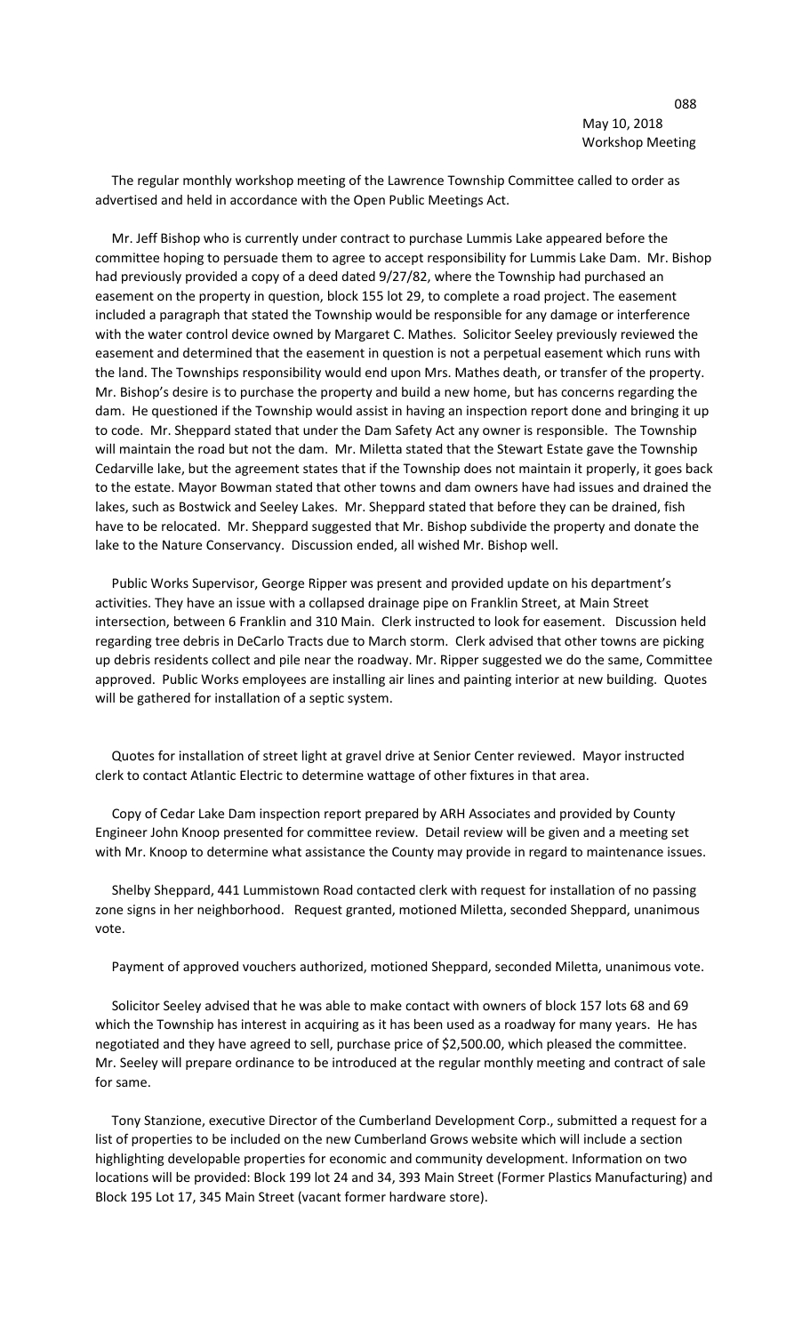May 10, 2018
Workshop Meeting

The regular monthly workshop meeting of the Lawrence Township Committee called to order as advertised and held in accordance with the Open Public Meetings Act.

Mr. Jeff Bishop who is currently under contract to purchase Lummis Lake appeared before the committee hoping to persuade them to agree to accept responsibility for Lummis Lake Dam. Mr. Bishop had previously provided a copy of a deed dated 9/27/82, where the Township had purchased an easement on the property in question, block 155 lot 29, to complete a road project. The easement included a paragraph that stated the Township would be responsible for any damage or interference with the water control device owned by Margaret C. Mathes. Solicitor Seeley previously reviewed the easement and determined that the easement in question is not a perpetual easement which runs with the land. The Townships responsibility would end upon Mrs. Mathes death, or transfer of the property. Mr. Bishop's desire is to purchase the property and build a new home, but has concerns regarding the dam. He questioned if the Township would assist in having an inspection report done and bringing it up to code. Mr. Sheppard stated that under the Dam Safety Act any owner is responsible. The Township will maintain the road but not the dam. Mr. Miletta stated that the Stewart Estate gave the Township Cedarville lake, but the agreement states that if the Township does not maintain it properly, it goes back to the estate. Mayor Bowman stated that other towns and dam owners have had issues and drained the lakes, such as Bostwick and Seeley Lakes. Mr. Sheppard stated that before they can be drained, fish have to be relocated. Mr. Sheppard suggested that Mr. Bishop subdivide the property and donate the lake to the Nature Conservancy. Discussion ended, all wished Mr. Bishop well.

Public Works Supervisor, George Ripper was present and provided update on his department's activities. They have an issue with a collapsed drainage pipe on Franklin Street, at Main Street intersection, between 6 Franklin and 310 Main. Clerk instructed to look for easement. Discussion held regarding tree debris in DeCarlo Tracts due to March storm. Clerk advised that other towns are picking up debris residents collect and pile near the roadway. Mr. Ripper suggested we do the same, Committee approved. Public Works employees are installing air lines and painting interior at new building. Quotes will be gathered for installation of a septic system.

Quotes for installation of street light at gravel drive at Senior Center reviewed. Mayor instructed clerk to contact Atlantic Electric to determine wattage of other fixtures in that area.

Copy of Cedar Lake Dam inspection report prepared by ARH Associates and provided by County Engineer John Knoop presented for committee review. Detail review will be given and a meeting set with Mr. Knoop to determine what assistance the County may provide in regard to maintenance issues.

Shelby Sheppard, 441 Lummistown Road contacted clerk with request for installation of no passing zone signs in her neighborhood. Request granted, motioned Miletta, seconded Sheppard, unanimous vote.

Payment of approved vouchers authorized, motioned Sheppard, seconded Miletta, unanimous vote.

Solicitor Seeley advised that he was able to make contact with owners of block 157 lots 68 and 69 which the Township has interest in acquiring as it has been used as a roadway for many years. He has negotiated and they have agreed to sell, purchase price of $2,500.00, which pleased the committee. Mr. Seeley will prepare ordinance to be introduced at the regular monthly meeting and contract of sale for same.

Tony Stanzione, executive Director of the Cumberland Development Corp., submitted a request for a list of properties to be included on the new Cumberland Grows website which will include a section highlighting developable properties for economic and community development. Information on two locations will be provided: Block 199 lot 24 and 34, 393 Main Street (Former Plastics Manufacturing) and Block 195 Lot 17, 345 Main Street (vacant former hardware store).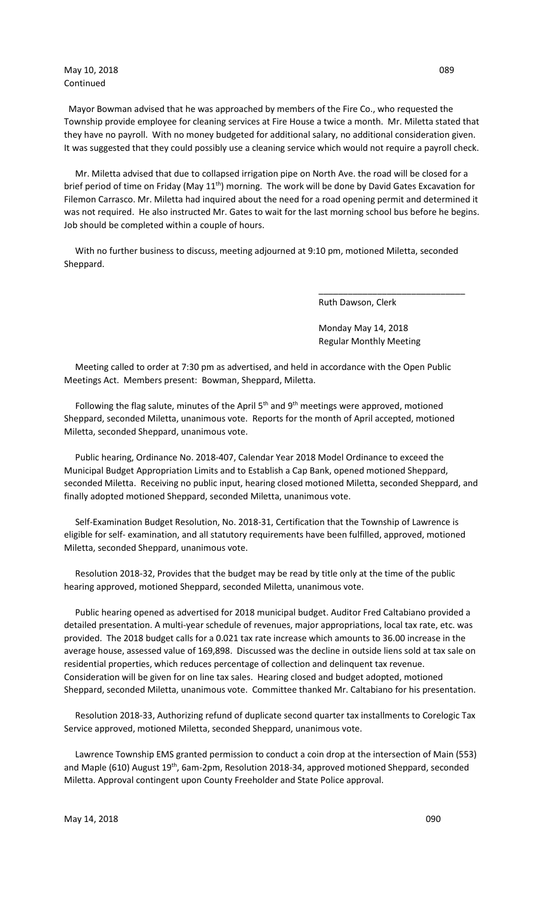May 10, 2018
Continued

Mayor Bowman advised that he was approached by members of the Fire Co., who requested the Township provide employee for cleaning services at Fire House a twice a month. Mr. Miletta stated that they have no payroll. With no money budgeted for additional salary, no additional consideration given. It was suggested that they could possibly use a cleaning service which would not require a payroll check.

Mr. Miletta advised that due to collapsed irrigation pipe on North Ave. the road will be closed for a brief period of time on Friday (May 11th) morning. The work will be done by David Gates Excavation for Filemon Carrasco. Mr. Miletta had inquired about the need for a road opening permit and determined it was not required. He also instructed Mr. Gates to wait for the last morning school bus before he begins. Job should be completed within a couple of hours.

With no further business to discuss, meeting adjourned at 9:10 pm, motioned Miletta, seconded Sheppard.

\_\_\_\_\_\_\_\_\_\_\_\_\_\_\_\_\_\_\_\_\_\_\_\_\_\_\_\_\_\_

Ruth Dawson, Clerk

Monday May 14, 2018
Regular Monthly Meeting

Meeting called to order at 7:30 pm as advertised, and held in accordance with the Open Public Meetings Act. Members present: Bowman, Sheppard, Miletta.

Following the flag salute, minutes of the April 5th and 9th meetings were approved, motioned Sheppard, seconded Miletta, unanimous vote. Reports for the month of April accepted, motioned Miletta, seconded Sheppard, unanimous vote.

Public hearing, Ordinance No. 2018-407, Calendar Year 2018 Model Ordinance to exceed the Municipal Budget Appropriation Limits and to Establish a Cap Bank, opened motioned Sheppard, seconded Miletta. Receiving no public input, hearing closed motioned Miletta, seconded Sheppard, and finally adopted motioned Sheppard, seconded Miletta, unanimous vote.

Self-Examination Budget Resolution, No. 2018-31, Certification that the Township of Lawrence is eligible for self- examination, and all statutory requirements have been fulfilled, approved, motioned Miletta, seconded Sheppard, unanimous vote.

Resolution 2018-32, Provides that the budget may be read by title only at the time of the public hearing approved, motioned Sheppard, seconded Miletta, unanimous vote.

Public hearing opened as advertised for 2018 municipal budget. Auditor Fred Caltabiano provided a detailed presentation. A multi-year schedule of revenues, major appropriations, local tax rate, etc. was provided. The 2018 budget calls for a 0.021 tax rate increase which amounts to 36.00 increase in the average house, assessed value of 169,898. Discussed was the decline in outside liens sold at tax sale on residential properties, which reduces percentage of collection and delinquent tax revenue. Consideration will be given for on line tax sales. Hearing closed and budget adopted, motioned Sheppard, seconded Miletta, unanimous vote. Committee thanked Mr. Caltabiano for his presentation.

Resolution 2018-33, Authorizing refund of duplicate second quarter tax installments to Corelogic Tax Service approved, motioned Miletta, seconded Sheppard, unanimous vote.

Lawrence Township EMS granted permission to conduct a coin drop at the intersection of Main (553) and Maple (610) August 19th, 6am-2pm, Resolution 2018-34, approved motioned Sheppard, seconded Miletta. Approval contingent upon County Freeholder and State Police approval.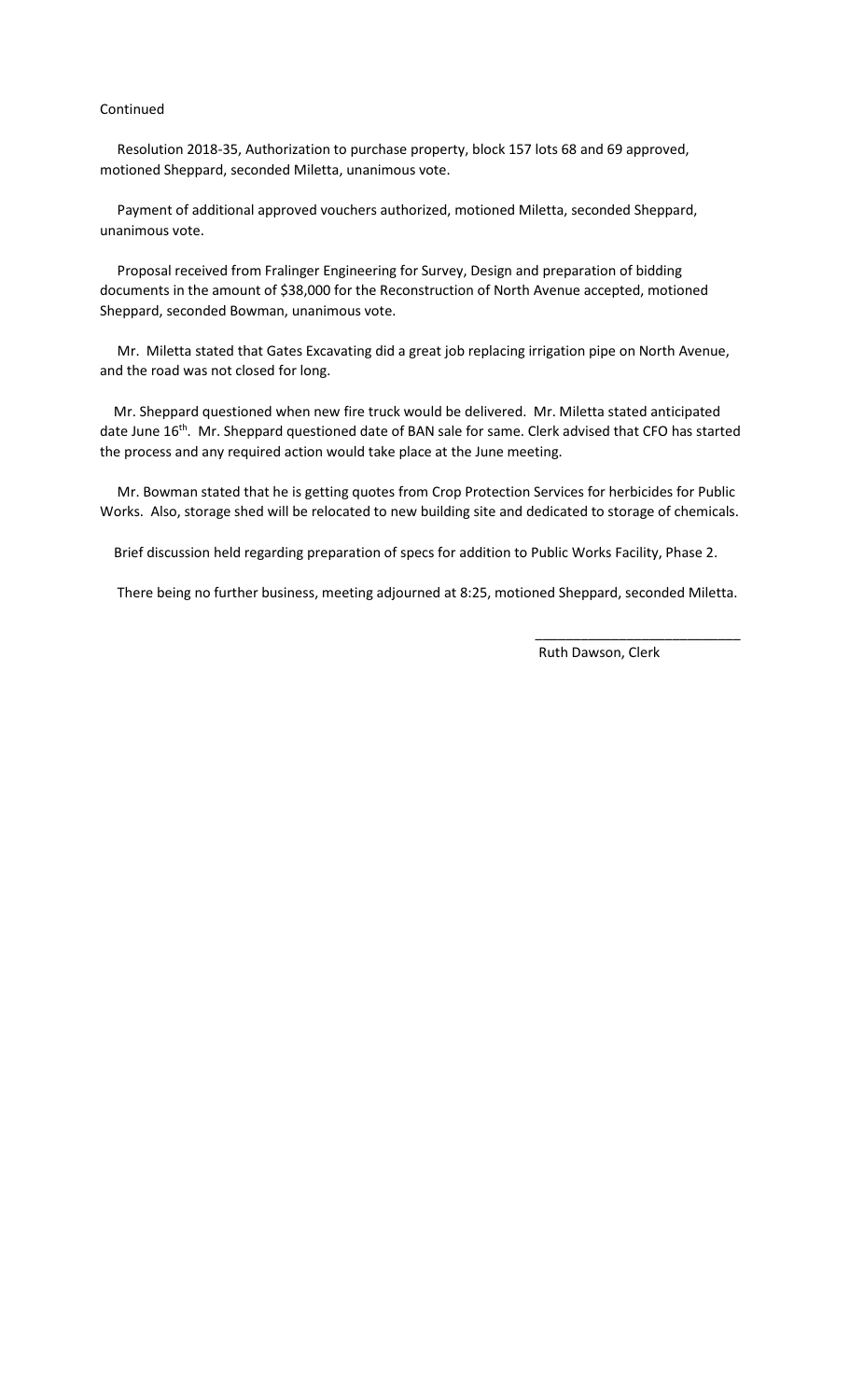Continued

Resolution 2018-35, Authorization to purchase property, block 157 lots 68 and 69 approved, motioned Sheppard, seconded Miletta, unanimous vote.

Payment of additional approved vouchers authorized, motioned Miletta, seconded Sheppard, unanimous vote.

Proposal received from Fralinger Engineering for Survey, Design and preparation of bidding documents in the amount of $38,000 for the Reconstruction of North Avenue accepted, motioned Sheppard, seconded Bowman, unanimous vote.

Mr. Miletta stated that Gates Excavating did a great job replacing irrigation pipe on North Avenue, and the road was not closed for long.

Mr. Sheppard questioned when new fire truck would be delivered. Mr. Miletta stated anticipated date June 16th. Mr. Sheppard questioned date of BAN sale for same. Clerk advised that CFO has started the process and any required action would take place at the June meeting.

Mr. Bowman stated that he is getting quotes from Crop Protection Services for herbicides for Public Works. Also, storage shed will be relocated to new building site and dedicated to storage of chemicals.

Brief discussion held regarding preparation of specs for addition to Public Works Facility, Phase 2.

There being no further business, meeting adjourned at 8:25, motioned Sheppard, seconded Miletta.

\_\_\_\_\_\_\_\_\_\_\_\_\_\_\_\_\_\_\_\_\_\_\_\_\_\_\_\_

Ruth Dawson, Clerk